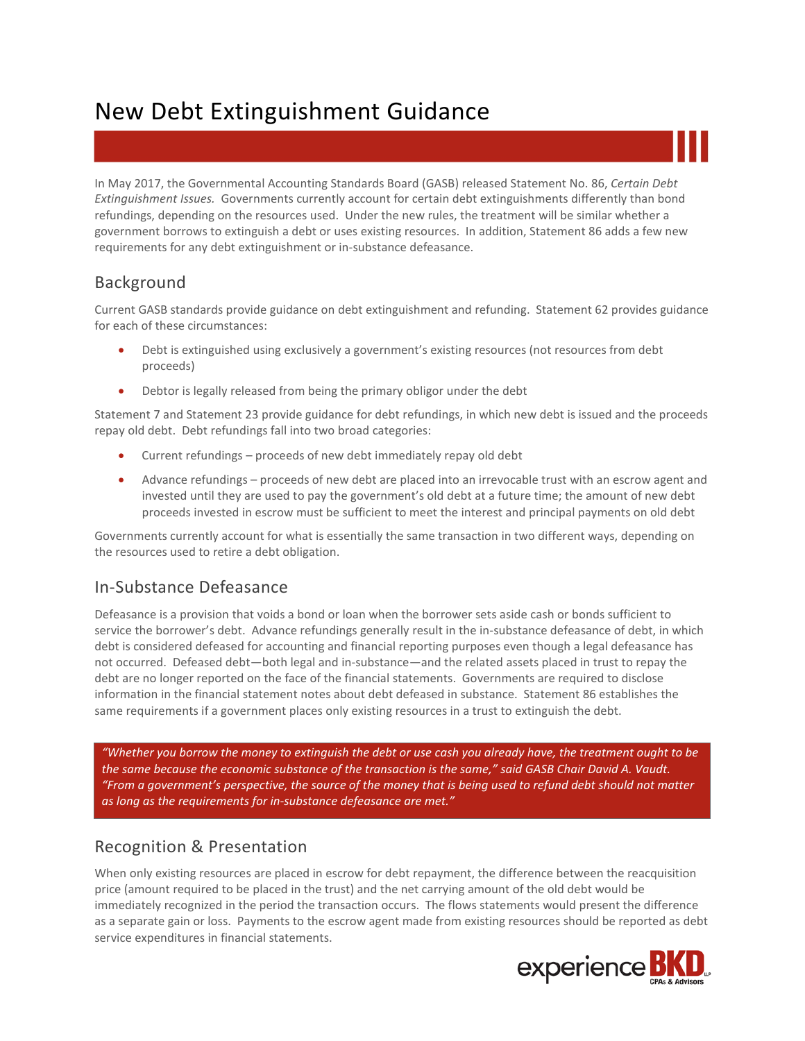# New Debt Extinguishment Guidance

In May 2017, the Governmental Accounting Standards Board (GASB) released Statement No. 86, *Certain Debt Extinguishment Issues.* Governments currently account for certain debt extinguishments differently than bond refundings, depending on the resources used. Under the new rules, the treatment will be similar whether a government borrows to extinguish a debt or uses existing resources. In addition, Statement 86 adds a few new requirements for any debt extinguishment or in-substance defeasance.

## Background

Current GASB standards provide guidance on debt extinguishment and refunding. Statement 62 provides guidance for each of these circumstances:

- Debt is extinguished using exclusively a government's existing resources (not resources from debt proceeds)
- Debtor is legally released from being the primary obligor under the debt

Statement 7 and Statement 23 provide guidance for debt refundings, in which new debt is issued and the proceeds repay old debt. Debt refundings fall into two broad categories:

- Current refundings – proceeds of new debt immediately repay old debt
- Advance refundings – proceeds of new debt are placed into an irrevocable trust with an escrow agent and invested until they are used to pay the government's old debt at a future time; the amount of new debt proceeds invested in escrow must be sufficient to meet the interest and principal payments on old debt

Governments currently account for what is essentially the same transaction in two different ways, depending on the resources used to retire a debt obligation.

## In-Substance Defeasance

Defeasance is a provision that voids a bond or loan when the borrower sets aside cash or bonds sufficient to service the borrower's debt. Advance refundings generally result in the in-substance defeasance of debt, in which debt is considered defeased for accounting and financial reporting purposes even though a legal defeasance has not occurred. Defeased debt—both legal and in-substance—and the related assets placed in trust to repay the debt are no longer reported on the face of the financial statements. Governments are required to disclose information in the financial statement notes about debt defeased in substance. Statement 86 establishes the same requirements if a government places only existing resources in a trust to extinguish the debt.

> *"Whether you borrow the money to extinguish the debt or use cash you already have, the treatment ought to be the same because the economic substance of the transaction is the same," said GASB Chair David A. Vaudt. "From a government's perspective, the source of the money that is being used to refund debt should not matter as long as the requirements for in-substance defeasance are met."*

## Recognition & Presentation

When only existing resources are placed in escrow for debt repayment, the difference between the reacquisition price (amount required to be placed in the trust) and the net carrying amount of the old debt would be immediately recognized in the period the transaction occurs. The flows statements would present the difference as a separate gain or loss. Payments to the escrow agent made from existing resources should be reported as debt service expenditures in financial statements.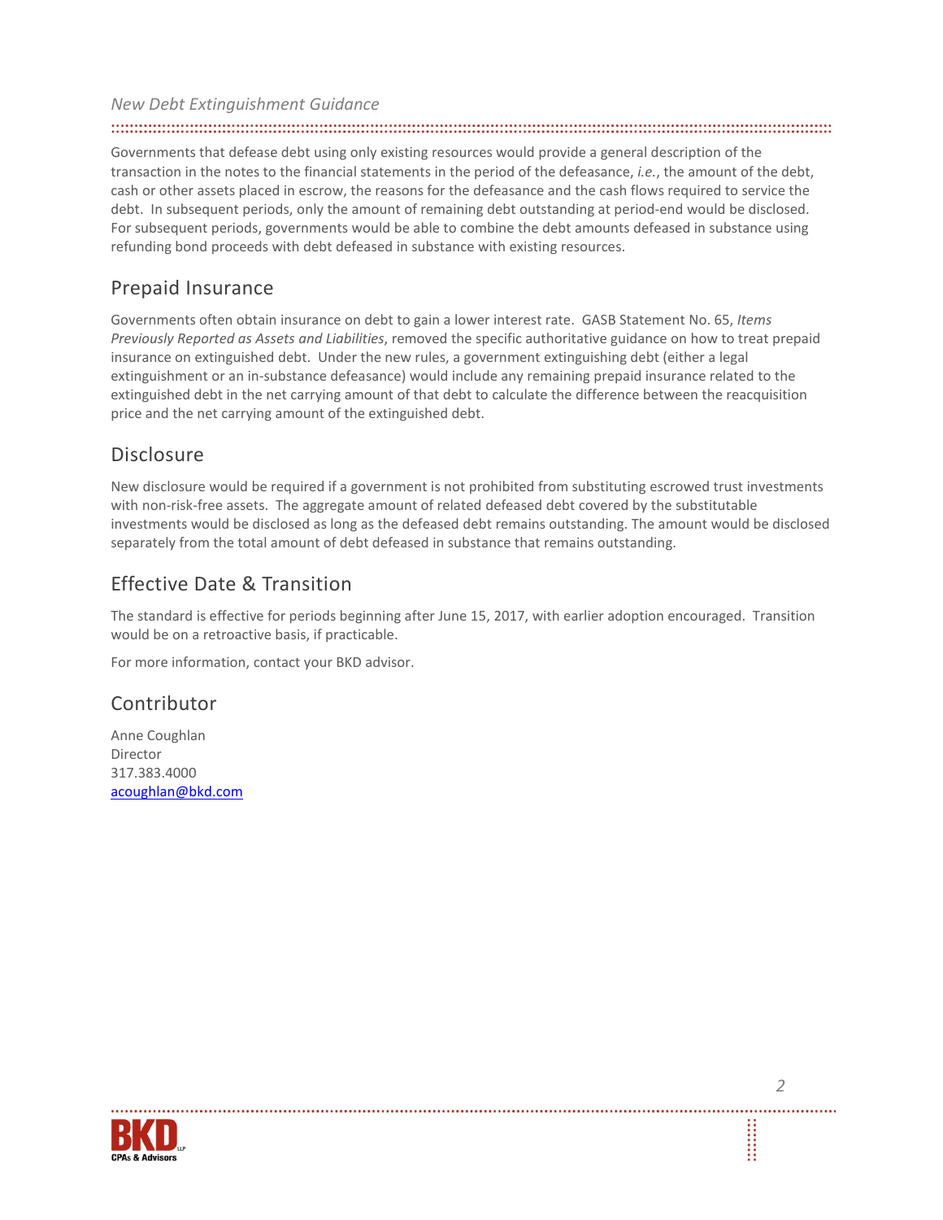Governments that defease debt using only existing resources would provide a general description of the transaction in the notes to the financial statements in the period of the defeasance, *i.e.*, the amount of the debt, cash or other assets placed in escrow, the reasons for the defeasance and the cash flows required to service the debt. In subsequent periods, only the amount of remaining debt outstanding at period-end would be disclosed. For subsequent periods, governments would be able to combine the debt amounts defeased in substance using refunding bond proceeds with debt defeased in substance with existing resources.

## Prepaid Insurance

Governments often obtain insurance on debt to gain a lower interest rate. GASB Statement No. 65, *Items Previously Reported as Assets and Liabilities*, removed the specific authoritative guidance on how to treat prepaid insurance on extinguished debt. Under the new rules, a government extinguishing debt (either a legal extinguishment or an in-substance defeasance) would include any remaining prepaid insurance related to the extinguished debt in the net carrying amount of that debt to calculate the difference between the reacquisition price and the net carrying amount of the extinguished debt.

## Disclosure

New disclosure would be required if a government is not prohibited from substituting escrowed trust investments with non-risk-free assets. The aggregate amount of related defeased debt covered by the substitutable investments would be disclosed as long as the defeased debt remains outstanding. The amount would be disclosed separately from the total amount of debt defeased in substance that remains outstanding.

## Effective Date & Transition

The standard is effective for periods beginning after June 15, 2017, with earlier adoption encouraged. Transition would be on a retroactive basis, if practicable.

For more information, contact your BKD advisor.

## Contributor

Anne Coughlan
Director
317.383.4000
acoughlan@bkd.com